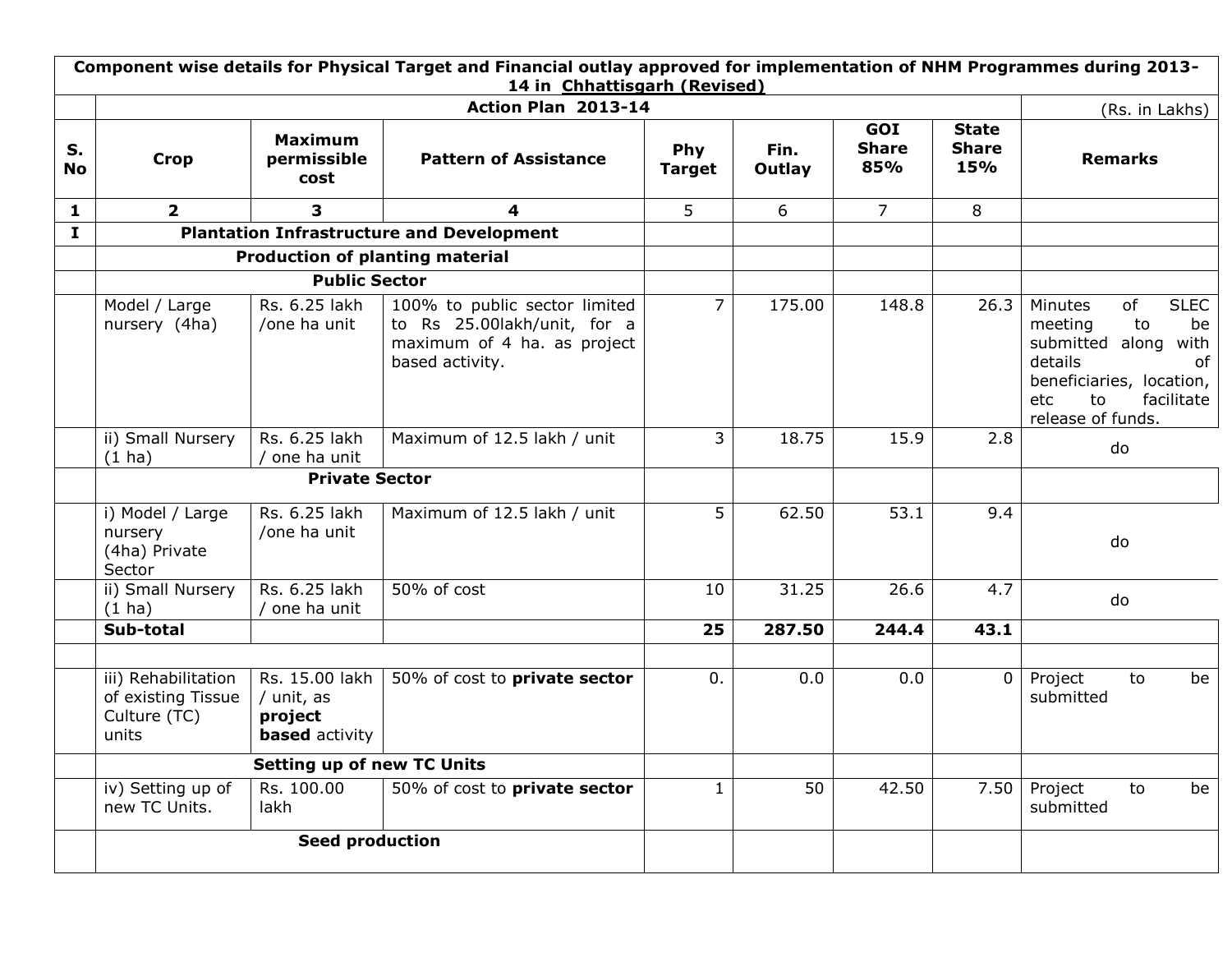| Component wise details for Physical Target and Financial outlay approved for implementation of NHM Programmes during 2013-14 in Chhattisgarh (Revised) | | | | | | | | |
|---|---|---|---|---|---|---|---|---|
| | Action Plan 2013-14 | | | | | | | (Rs. in Lakhs) |
| **S. No** | **Crop** | **Maximum permissible cost** | **Pattern of Assistance** | **Phy Target** | **Fin. Outlay** | **GOI Share 85%** | **State Share 15%** | **Remarks** |
| **1** | **2** | **3** | **4** | 5 | 6 | 7 | 8 | |
| **I** | **Plantation Infrastructure and Development** | | | | | | | |
| | **Production of planting material** | | | | | | | |
| | **Public Sector** | | | | | | | |
| | Model / Large nursery (4ha) | Rs. 6.25 lakh /one ha unit | 100% to public sector limited to Rs 25.00lakh/unit, for a maximum of 4 ha. as project based activity. | 7 | 175.00 | 148.8 | 26.3 | Minutes of SLEC meeting to be submitted along with details of beneficiaries, location, etc to facilitate release of funds. |
| | ii) Small Nursery (1 ha) | Rs. 6.25 lakh / one ha unit | Maximum of 12.5 lakh / unit | 3 | 18.75 | 15.9 | 2.8 | do |
| | **Private Sector** | | | | | | | |
| | i) Model / Large nursery (4ha) Private Sector | Rs. 6.25 lakh /one ha unit | Maximum of 12.5 lakh / unit | 5 | 62.50 | 53.1 | 9.4 | do |
| | ii) Small Nursery (1 ha) | Rs. 6.25 lakh / one ha unit | 50% of cost | 10 | 31.25 | 26.6 | 4.7 | do |
| | **Sub-total** | | | **25** | **287.50** | **244.4** | **43.1** | |
| | | | | | | | | |
| | iii) Rehabilitation of existing Tissue Culture (TC) units | Rs. 15.00 lakh / unit, as **project based** activity | 50% of cost to **private sector** | 0. | 0.0 | 0.0 | 0 | Project to be submitted |
| | **Setting up of new TC Units** | | | | | | | |
| | iv) Setting up of new TC Units. | Rs. 100.00 lakh | 50% of cost to **private sector** | 1 | 50 | 42.50 | 7.50 | Project to be submitted |
| | **Seed production** | | | | | | | |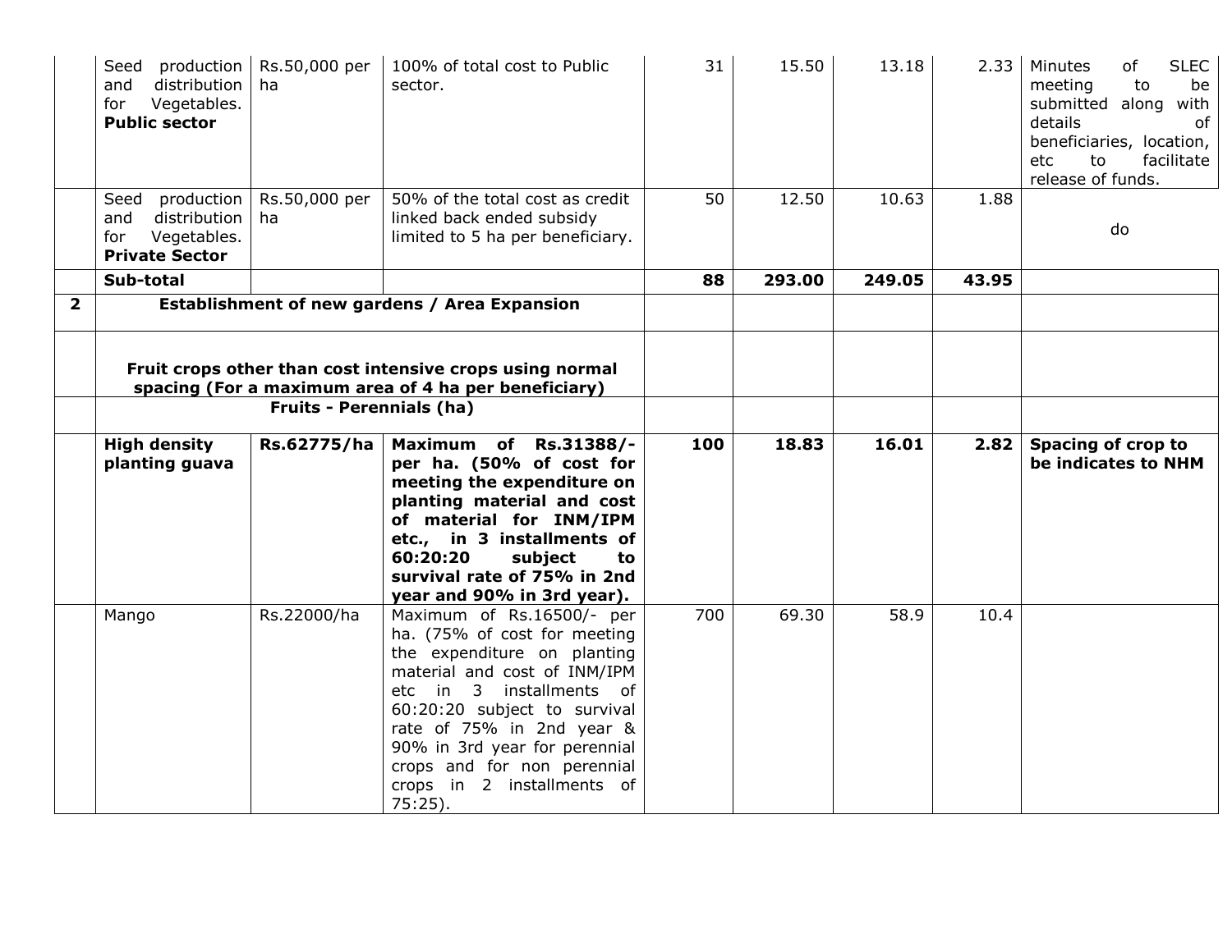| | | | | | | | | |
|---|---|---|---|---|---|---|---|---|
| | Seed production and distribution for Vegetables. **Public sector** | Rs.50,000 per ha | 100% of total cost to Public sector. | 31 | 15.50 | 13.18 | 2.33 | Minutes of SLEC meeting to be submitted along with details of beneficiaries, location, etc to facilitate release of funds. |
| | Seed production and distribution for Vegetables. **Private Sector** | Rs.50,000 per ha | 50% of the total cost as credit linked back ended subsidy limited to 5 ha per beneficiary. | 50 | 12.50 | 10.63 | 1.88 | do |
| | **Sub-total** | | | **88** | **293.00** | **249.05** | **43.95** | |
| **2** | **Establishment of new gardens / Area Expansion** | | | | | | | |
| | **Fruit crops other than cost intensive crops using normal spacing (For a maximum area of 4 ha per beneficiary)** | | | | | | | |
| | **Fruits - Perennials (ha)** | | | | | | | |
| | **High density planting guava** | **Rs.62775/ha** | **Maximum of Rs.31388/- per ha. (50% of cost for meeting the expenditure on planting material and cost of material for INM/IPM etc., in 3 installments of 60:20:20 subject to survival rate of 75% in 2nd year and 90% in 3rd year).** | **100** | **18.83** | **16.01** | **2.82** | **Spacing of crop to be indicates to NHM** |
| | Mango | Rs.22000/ha | Maximum of Rs.16500/- per ha. (75% of cost for meeting the expenditure on planting material and cost of INM/IPM etc in 3 installments of 60:20:20 subject to survival rate of 75% in 2nd year & 90% in 3rd year for perennial crops and for non perennial crops in 2 installments of 75:25). | 700 | 69.30 | 58.9 | 10.4 | |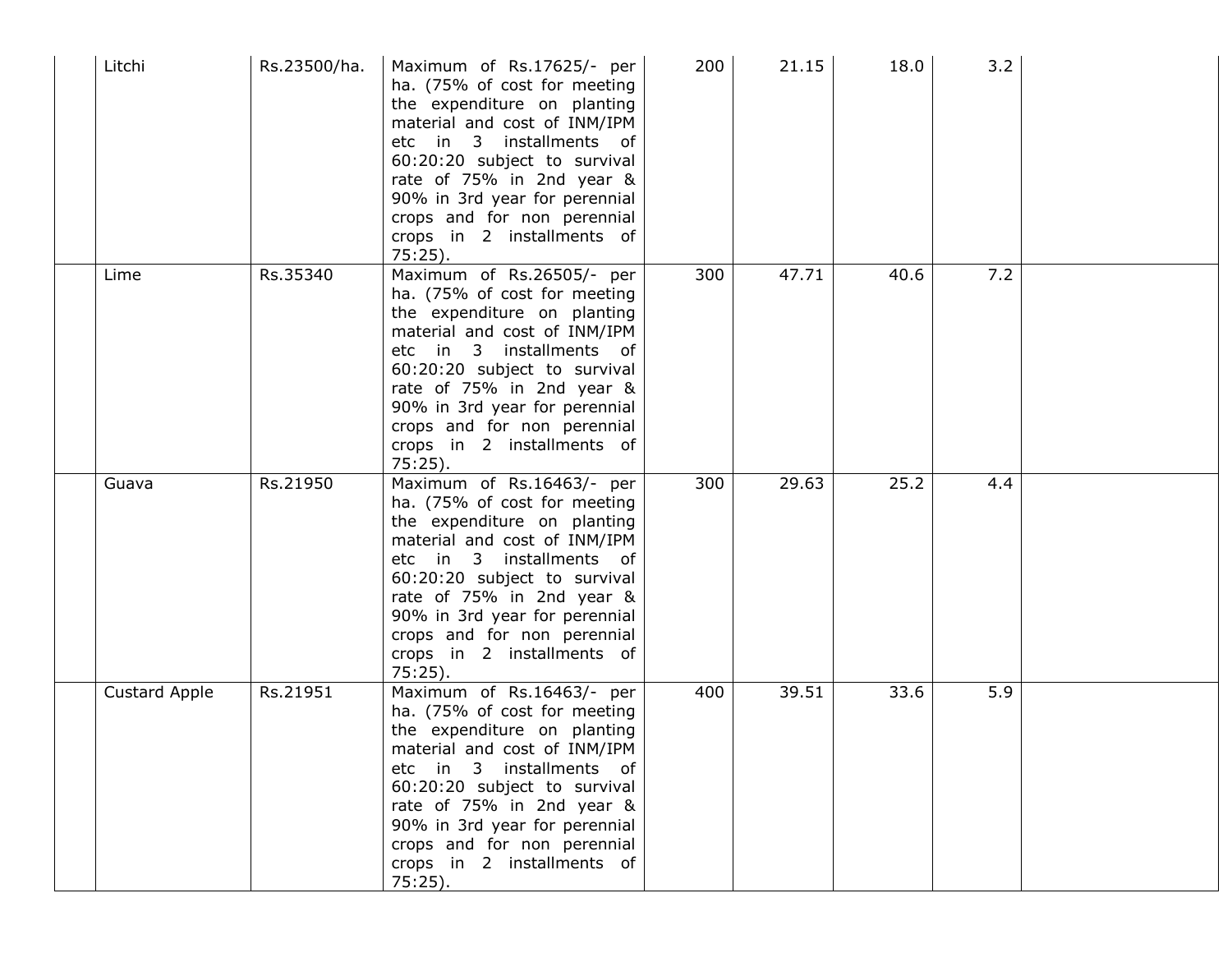| | | | | | | | | |
|---|---|---|---|---|---|---|---|---|
| | Litchi | Rs.23500/ha. | Maximum of Rs.17625/- per ha. (75% of cost for meeting the expenditure on planting material and cost of INM/IPM etc in 3 installments of 60:20:20 subject to survival rate of 75% in 2nd year & 90% in 3rd year for perennial crops and for non perennial crops in 2 installments of 75:25). | 200 | 21.15 | 18.0 | 3.2 | |
| | Lime | Rs.35340 | Maximum of Rs.26505/- per ha. (75% of cost for meeting the expenditure on planting material and cost of INM/IPM etc in 3 installments of 60:20:20 subject to survival rate of 75% in 2nd year & 90% in 3rd year for perennial crops and for non perennial crops in 2 installments of 75:25). | 300 | 47.71 | 40.6 | 7.2 | |
| | Guava | Rs.21950 | Maximum of Rs.16463/- per ha. (75% of cost for meeting the expenditure on planting material and cost of INM/IPM etc in 3 installments of 60:20:20 subject to survival rate of 75% in 2nd year & 90% in 3rd year for perennial crops and for non perennial crops in 2 installments of 75:25). | 300 | 29.63 | 25.2 | 4.4 | |
| | Custard Apple | Rs.21951 | Maximum of Rs.16463/- per ha. (75% of cost for meeting the expenditure on planting material and cost of INM/IPM etc in 3 installments of 60:20:20 subject to survival rate of 75% in 2nd year & 90% in 3rd year for perennial crops and for non perennial crops in 2 installments of 75:25). | 400 | 39.51 | 33.6 | 5.9 | |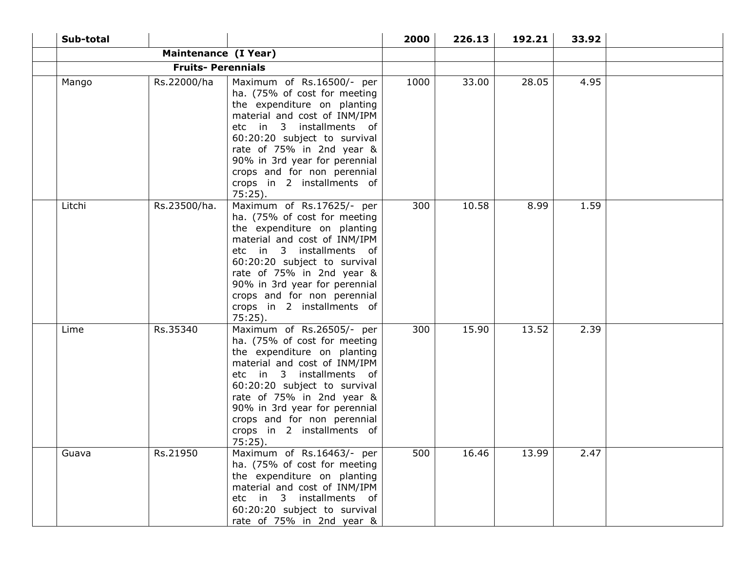| | Sub-total | | | 2000 | 226.13 | 192.21 | 33.92 | |
|---|---|---|---|---|---|---|---|---|
| | | **Maintenance (I Year)** | | | | | | |
| | | **Fruits- Perennials** | | | | | | |
| | Mango | Rs.22000/ha | Maximum of Rs.16500/- per ha. (75% of cost for meeting the expenditure on planting material and cost of INM/IPM etc in 3 installments of 60:20:20 subject to survival rate of 75% in 2nd year & 90% in 3rd year for perennial crops and for non perennial crops in 2 installments of 75:25). | 1000 | 33.00 | 28.05 | 4.95 | |
| | Litchi | Rs.23500/ha. | Maximum of Rs.17625/- per ha. (75% of cost for meeting the expenditure on planting material and cost of INM/IPM etc in 3 installments of 60:20:20 subject to survival rate of 75% in 2nd year & 90% in 3rd year for perennial crops and for non perennial crops in 2 installments of 75:25). | 300 | 10.58 | 8.99 | 1.59 | |
| | Lime | Rs.35340 | Maximum of Rs.26505/- per ha. (75% of cost for meeting the expenditure on planting material and cost of INM/IPM etc in 3 installments of 60:20:20 subject to survival rate of 75% in 2nd year & 90% in 3rd year for perennial crops and for non perennial crops in 2 installments of 75:25). | 300 | 15.90 | 13.52 | 2.39 | |
| | Guava | Rs.21950 | Maximum of Rs.16463/- per ha. (75% of cost for meeting the expenditure on planting material and cost of INM/IPM etc in 3 installments of 60:20:20 subject to survival rate of 75% in 2nd year & | 500 | 16.46 | 13.99 | 2.47 | |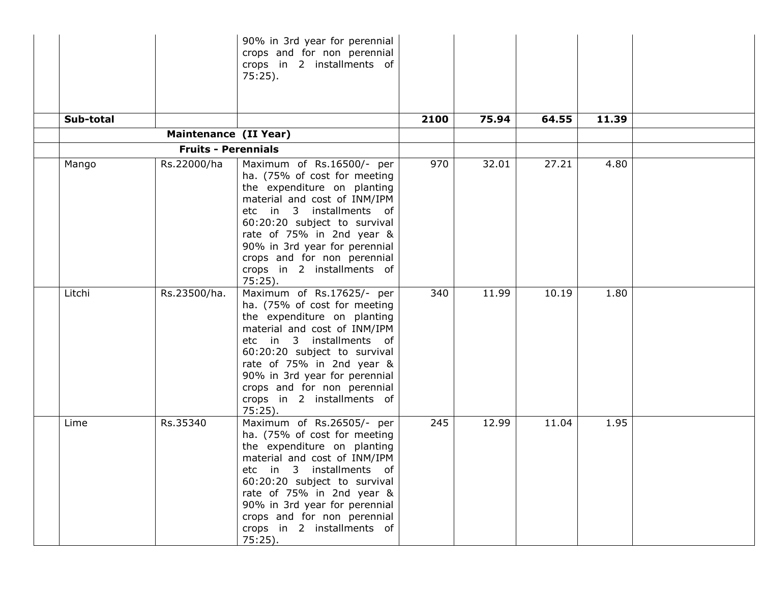| | | | | | | | | |
|---|---|---|---|---|---|---|---|---|
| | | | 90% in 3rd year for perennial crops and for non perennial crops in 2 installments of 75:25). | | | | | |
| | **Sub-total** | | | **2100** | **75.94** | **64.55** | **11.39** | |
| | | **Maintenance (II Year)** | | | | | | |
| | | **Fruits - Perennials** | | | | | | |
| | Mango | Rs.22000/ha | Maximum of Rs.16500/- per ha. (75% of cost for meeting the expenditure on planting material and cost of INM/IPM etc in 3 installments of 60:20:20 subject to survival rate of 75% in 2nd year & 90% in 3rd year for perennial crops and for non perennial crops in 2 installments of 75:25). | 970 | 32.01 | 27.21 | 4.80 | |
| | Litchi | Rs.23500/ha. | Maximum of Rs.17625/- per ha. (75% of cost for meeting the expenditure on planting material and cost of INM/IPM etc in 3 installments of 60:20:20 subject to survival rate of 75% in 2nd year & 90% in 3rd year for perennial crops and for non perennial crops in 2 installments of 75:25). | 340 | 11.99 | 10.19 | 1.80 | |
| | Lime | Rs.35340 | Maximum of Rs.26505/- per ha. (75% of cost for meeting the expenditure on planting material and cost of INM/IPM etc in 3 installments of 60:20:20 subject to survival rate of 75% in 2nd year & 90% in 3rd year for perennial crops and for non perennial crops in 2 installments of 75:25). | 245 | 12.99 | 11.04 | 1.95 | |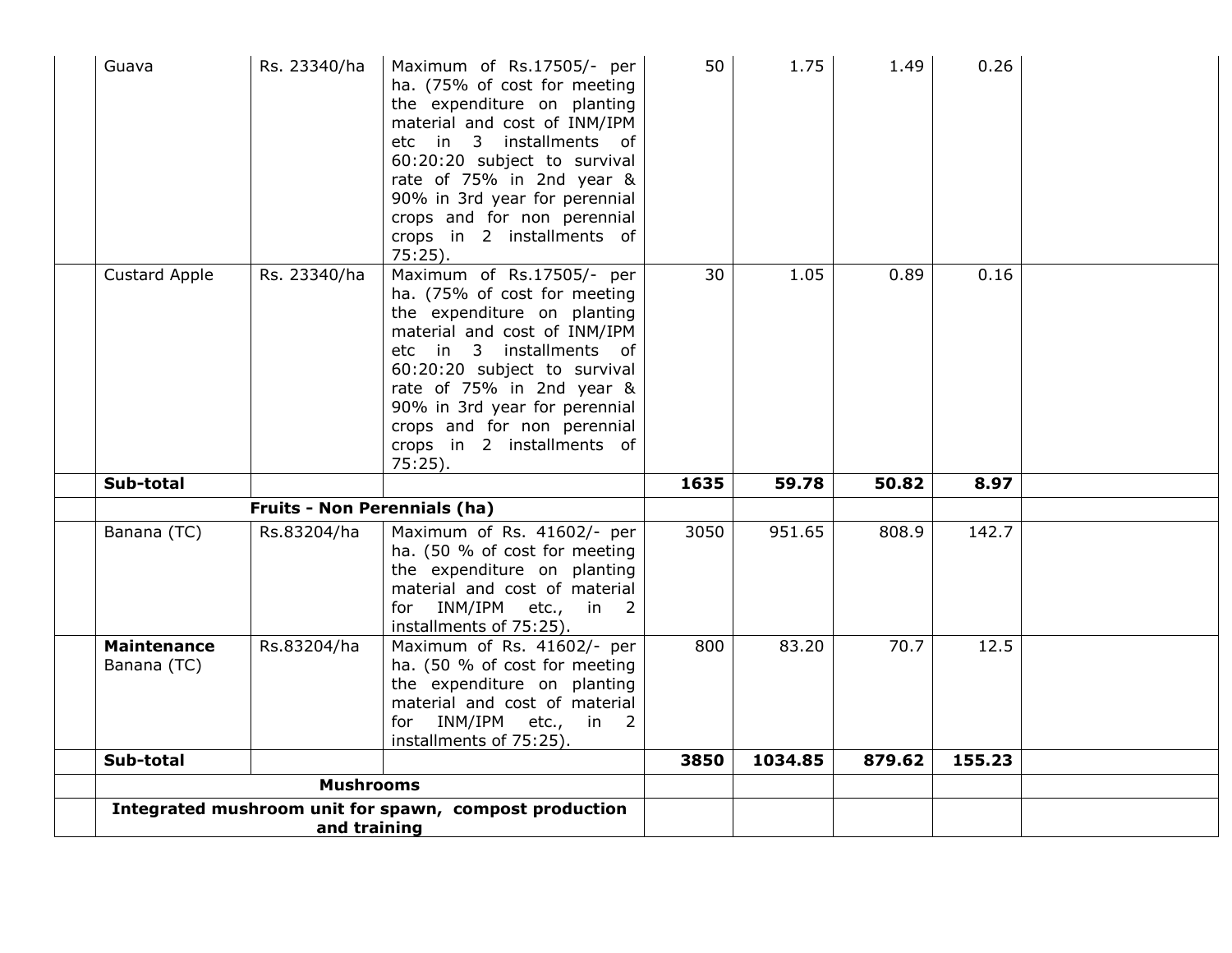| | | | | | | | | |
|---|---|---|---|---|---|---|---|---|
| | Guava | Rs. 23340/ha | Maximum of Rs.17505/- per ha. (75% of cost for meeting the expenditure on planting material and cost of INM/IPM etc in 3 installments of 60:20:20 subject to survival rate of 75% in 2nd year & 90% in 3rd year for perennial crops and for non perennial crops in 2 installments of 75:25). | 50 | 1.75 | 1.49 | 0.26 | |
| | Custard Apple | Rs. 23340/ha | Maximum of Rs.17505/- per ha. (75% of cost for meeting the expenditure on planting material and cost of INM/IPM etc in 3 installments of 60:20:20 subject to survival rate of 75% in 2nd year & 90% in 3rd year for perennial crops and for non perennial crops in 2 installments of 75:25). | 30 | 1.05 | 0.89 | 0.16 | |
| | **Sub-total** | | | **1635** | **59.78** | **50.82** | **8.97** | |
| | **Fruits - Non Perennials (ha)** | | | | | | | |
| | Banana (TC) | Rs.83204/ha | Maximum of Rs. 41602/- per ha. (50 % of cost for meeting the expenditure on planting material and cost of material for INM/IPM etc., in 2 installments of 75:25). | 3050 | 951.65 | 808.9 | 142.7 | |
| | **Maintenance** Banana (TC) | Rs.83204/ha | Maximum of Rs. 41602/- per ha. (50 % of cost for meeting the expenditure on planting material and cost of material for INM/IPM etc., in 2 installments of 75:25). | 800 | 83.20 | 70.7 | 12.5 | |
| | **Sub-total** | | | **3850** | **1034.85** | **879.62** | **155.23** | |
| | **Mushrooms** | | | | | | | |
| | **Integrated mushroom unit for spawn, compost production and training** | | | | | | | |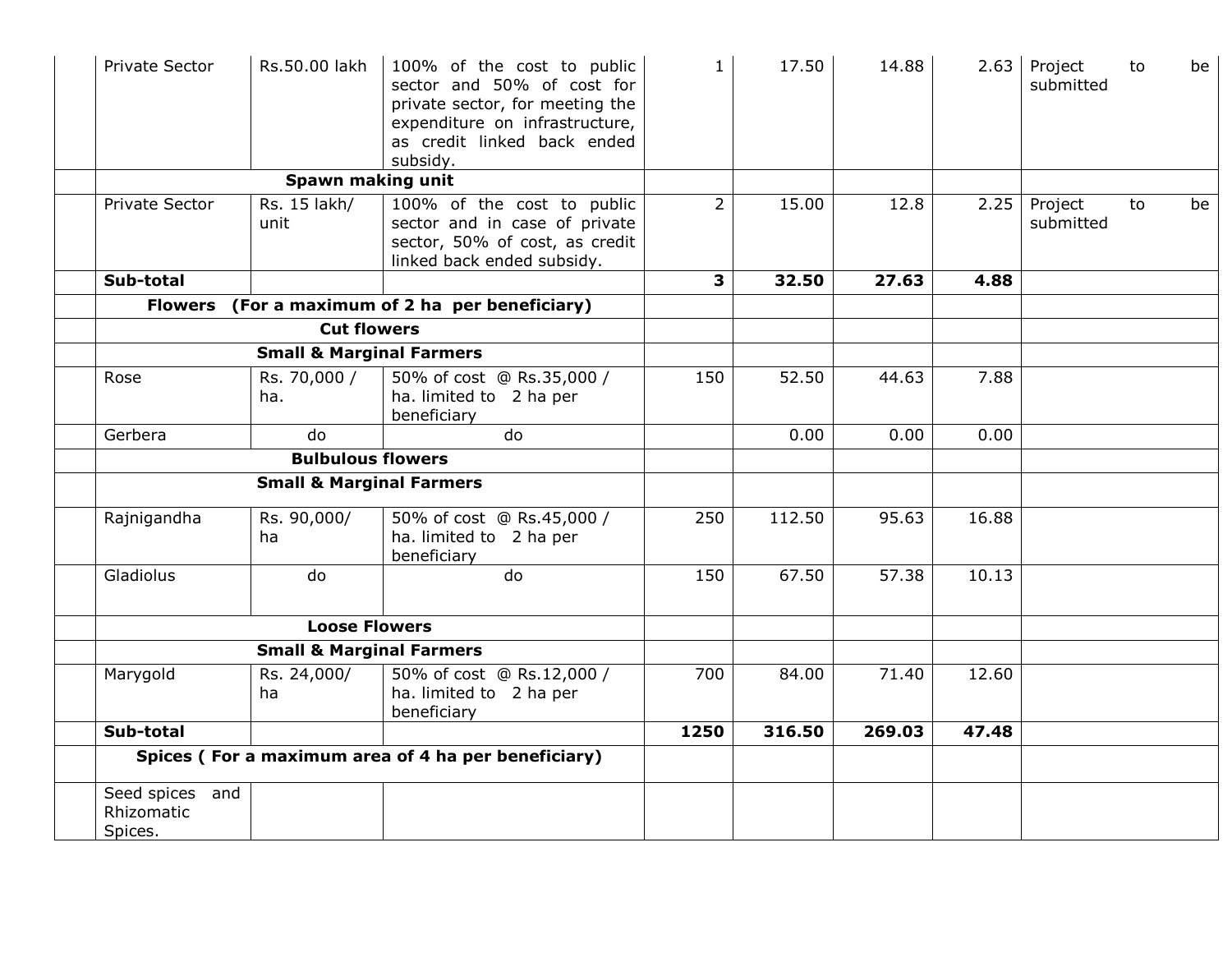| | | | | | | | | |
|---|---|---|---|---|---|---|---|---|
| | Private Sector | Rs.50.00 lakh | 100% of the cost to public sector and 50% of cost for private sector, for meeting the expenditure on infrastructure, as credit linked back ended subsidy. | 1 | 17.50 | 14.88 | 2.63 | Project to be submitted |
| | **Spawn making unit** | | | | | | | |
| | Private Sector | Rs. 15 lakh/ unit | 100% of the cost to public sector and in case of private sector, 50% of cost, as credit linked back ended subsidy. | 2 | 15.00 | 12.8 | 2.25 | Project to be submitted |
| | **Sub-total** | | | **3** | **32.50** | **27.63** | **4.88** | |
| | **Flowers (For a maximum of 2 ha per beneficiary)** | | | | | | | |
| | **Cut flowers** | | | | | | | |
| | **Small & Marginal Farmers** | | | | | | | |
| | Rose | Rs. 70,000 / ha. | 50% of cost @ Rs.35,000 / ha. limited to 2 ha per beneficiary | 150 | 52.50 | 44.63 | 7.88 | |
| | Gerbera | do | do | | 0.00 | 0.00 | 0.00 | |
| | **Bulbulous flowers** | | | | | | | |
| | **Small & Marginal Farmers** | | | | | | | |
| | Rajnigandha | Rs. 90,000/ ha | 50% of cost @ Rs.45,000 / ha. limited to 2 ha per beneficiary | 250 | 112.50 | 95.63 | 16.88 | |
| | Gladiolus | do | do | 150 | 67.50 | 57.38 | 10.13 | |
| | **Loose Flowers** | | | | | | | |
| | **Small & Marginal Farmers** | | | | | | | |
| | Marygold | Rs. 24,000/ ha | 50% of cost @ Rs.12,000 / ha. limited to 2 ha per beneficiary | 700 | 84.00 | 71.40 | 12.60 | |
| | **Sub-total** | | | **1250** | **316.50** | **269.03** | **47.48** | |
| | **Spices ( For a maximum area of 4 ha per beneficiary)** | | | | | | | |
| | Seed spices and Rhizomatic Spices. | | | | | | | |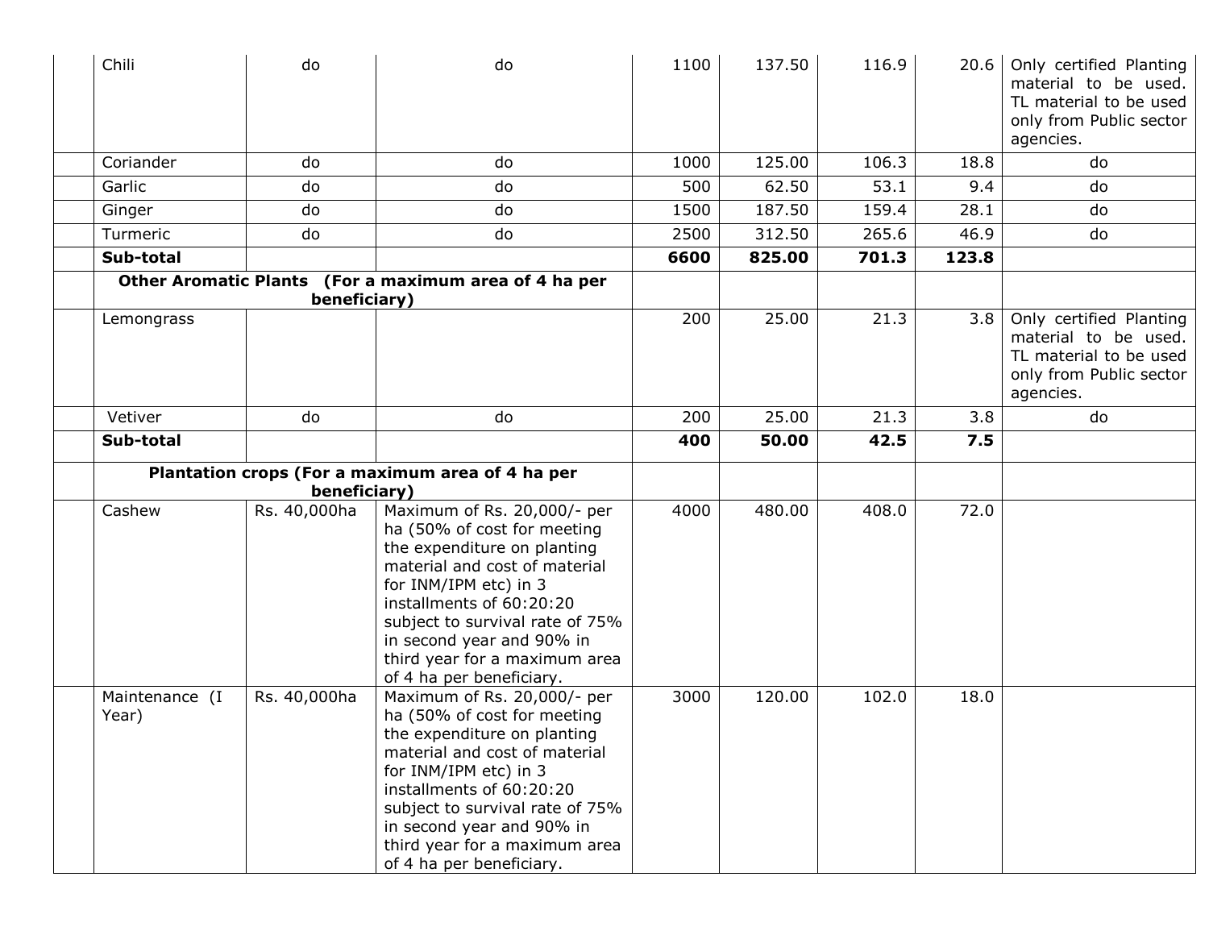| | | | | | | | | |
|---|---|---|---|---|---|---|---|---|
| | Chili | do | do | 1100 | 137.50 | 116.9 | 20.6 | Only certified Planting material to be used. TL material to be used only from Public sector agencies. |
| | Coriander | do | do | 1000 | 125.00 | 106.3 | 18.8 | do |
| | Garlic | do | do | 500 | 62.50 | 53.1 | 9.4 | do |
| | Ginger | do | do | 1500 | 187.50 | 159.4 | 28.1 | do |
| | Turmeric | do | do | 2500 | 312.50 | 265.6 | 46.9 | do |
| | **Sub-total** | | | **6600** | **825.00** | **701.3** | **123.8** | |
| | **Other Aromatic Plants (For a maximum area of 4 ha per beneficiary)** | | | | | | | |
| | Lemongrass | | | 200 | 25.00 | 21.3 | 3.8 | Only certified Planting material to be used. TL material to be used only from Public sector agencies. |
| | Vetiver | do | do | 200 | 25.00 | 21.3 | 3.8 | do |
| | **Sub-total** | | | **400** | **50.00** | **42.5** | **7.5** | |
| | **Plantation crops (For a maximum area of 4 ha per beneficiary)** | | | | | | | |
| | Cashew | Rs. 40,000ha | Maximum of Rs. 20,000/- per ha (50% of cost for meeting the expenditure on planting material and cost of material for INM/IPM etc) in 3 installments of 60:20:20 subject to survival rate of 75% in second year and 90% in third year for a maximum area of 4 ha per beneficiary. | 4000 | 480.00 | 408.0 | 72.0 | |
| | Maintenance (I Year) | Rs. 40,000ha | Maximum of Rs. 20,000/- per ha (50% of cost for meeting the expenditure on planting material and cost of material for INM/IPM etc) in 3 installments of 60:20:20 subject to survival rate of 75% in second year and 90% in third year for a maximum area of 4 ha per beneficiary. | 3000 | 120.00 | 102.0 | 18.0 | |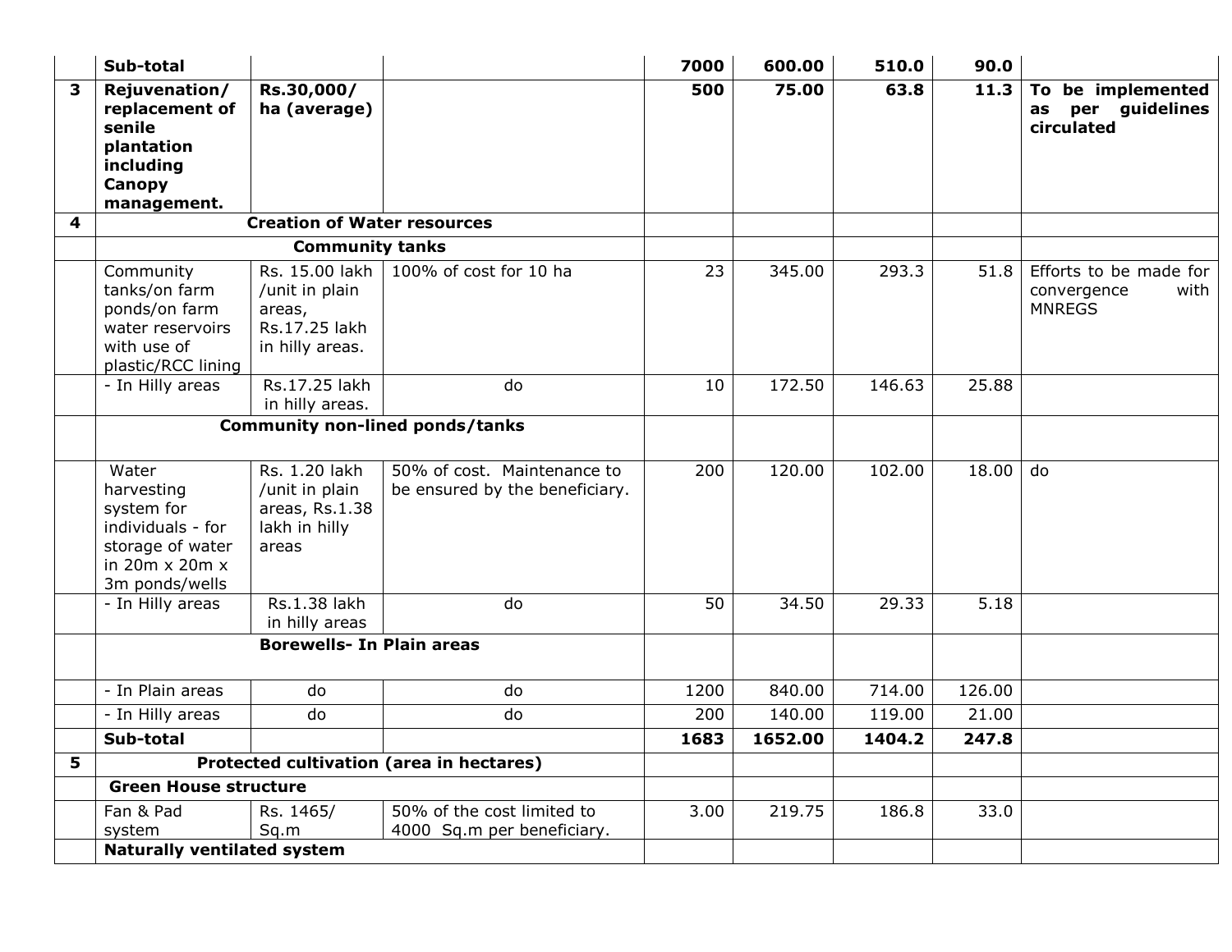| | | | | | | | | |
|---|---|---|---|---|---|---|---|---|
| | **Sub-total** | | | **7000** | **600.00** | **510.0** | **90.0** | |
| **3** | **Rejuvenation/ replacement of senile plantation including Canopy management.** | **Rs.30,000/ ha (average)** | | **500** | **75.00** | **63.8** | **11.3** | **To be implemented as per guidelines circulated** |
| **4** | **Creation of Water resources** | | | | | | | |
| | **Community tanks** | | | | | | | |
| | Community tanks/on farm ponds/on farm water reservoirs with use of plastic/RCC lining | Rs. 15.00 lakh /unit in plain areas, Rs.17.25 lakh in hilly areas. | 100% of cost for 10 ha | 23 | 345.00 | 293.3 | 51.8 | Efforts to be made for convergence with MNREGS |
| | - In Hilly areas | Rs.17.25 lakh in hilly areas. | do | 10 | 172.50 | 146.63 | 25.88 | |
| | **Community non-lined ponds/tanks** | | | | | | | |
| | Water harvesting system for individuals - for storage of water in 20m x 20m x 3m ponds/wells | Rs. 1.20 lakh /unit in plain areas, Rs.1.38 lakh in hilly areas | 50% of cost. Maintenance to be ensured by the beneficiary. | 200 | 120.00 | 102.00 | 18.00 | do |
| | - In Hilly areas | Rs.1.38 lakh in hilly areas | do | 50 | 34.50 | 29.33 | 5.18 | |
| | **Borewells- In Plain areas** | | | | | | | |
| | - In Plain areas | do | do | 1200 | 840.00 | 714.00 | 126.00 | |
| | - In Hilly areas | do | do | 200 | 140.00 | 119.00 | 21.00 | |
| | **Sub-total** | | | **1683** | **1652.00** | **1404.2** | **247.8** | |
| **5** | **Protected cultivation (area in hectares)** | | | | | | | |
| | **Green House structure** | | | | | | | |
| | Fan & Pad system | Rs. 1465/ Sq.m | 50% of the cost limited to 4000 Sq.m per beneficiary. | 3.00 | 219.75 | 186.8 | 33.0 | |
| | **Naturally ventilated system** | | | | | | | |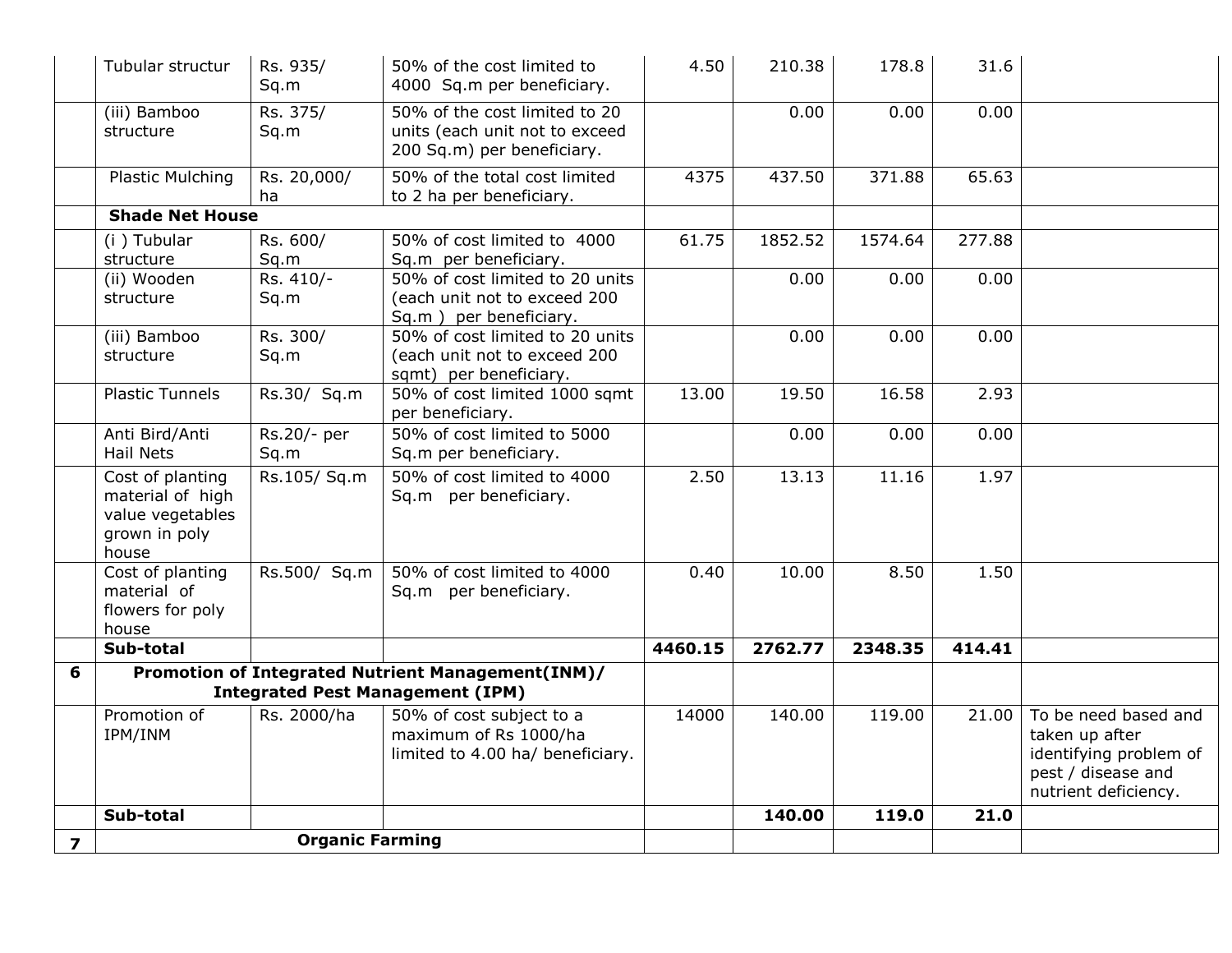| | Tubular structur | Rs. 935/ Sq.m | 50% of the cost limited to 4000 Sq.m per beneficiary. | 4.50 | 210.38 | 178.8 | 31.6 | |
|---|---|---|---|---|---|---|---|---|
| | (iii) Bamboo structure | Rs. 375/ Sq.m | 50% of the cost limited to 20 units (each unit not to exceed 200 Sq.m) per beneficiary. | | 0.00 | 0.00 | 0.00 | |
| | Plastic Mulching | Rs. 20,000/ ha | 50% of the total cost limited to 2 ha per beneficiary. | 4375 | 437.50 | 371.88 | 65.63 | |
| | **Shade Net House** | | | | | | | |
| | (i ) Tubular structure | Rs. 600/ Sq.m | 50% of cost limited to 4000 Sq.m per beneficiary. | 61.75 | 1852.52 | 1574.64 | 277.88 | |
| | (ii) Wooden structure | Rs. 410/- Sq.m | 50% of cost limited to 20 units (each unit not to exceed 200 Sq.m ) per beneficiary. | | 0.00 | 0.00 | 0.00 | |
| | (iii) Bamboo structure | Rs. 300/ Sq.m | 50% of cost limited to 20 units (each unit not to exceed 200 sqmt) per beneficiary. | | 0.00 | 0.00 | 0.00 | |
| | Plastic Tunnels | Rs.30/ Sq.m | 50% of cost limited 1000 sqmt per beneficiary. | 13.00 | 19.50 | 16.58 | 2.93 | |
| | Anti Bird/Anti Hail Nets | Rs.20/- per Sq.m | 50% of cost limited to 5000 Sq.m per beneficiary. | | 0.00 | 0.00 | 0.00 | |
| | Cost of planting material of high value vegetables grown in poly house | Rs.105/ Sq.m | 50% of cost limited to 4000 Sq.m per beneficiary. | 2.50 | 13.13 | 11.16 | 1.97 | |
| | Cost of planting material of flowers for poly house | Rs.500/ Sq.m | 50% of cost limited to 4000 Sq.m per beneficiary. | 0.40 | 10.00 | 8.50 | 1.50 | |
| | **Sub-total** | | | **4460.15** | **2762.77** | **2348.35** | **414.41** | |
| **6** | **Promotion of Integrated Nutrient Management(INM)/ Integrated Pest Management (IPM)** | | | | | | | |
| | Promotion of IPM/INM | Rs. 2000/ha | 50% of cost subject to a maximum of Rs 1000/ha limited to 4.00 ha/ beneficiary. | 14000 | 140.00 | 119.00 | 21.00 | To be need based and taken up after identifying problem of pest / disease and nutrient deficiency. |
| | **Sub-total** | | | | **140.00** | **119.0** | **21.0** | |
| **7** | **Organic Farming** | | | | | | | |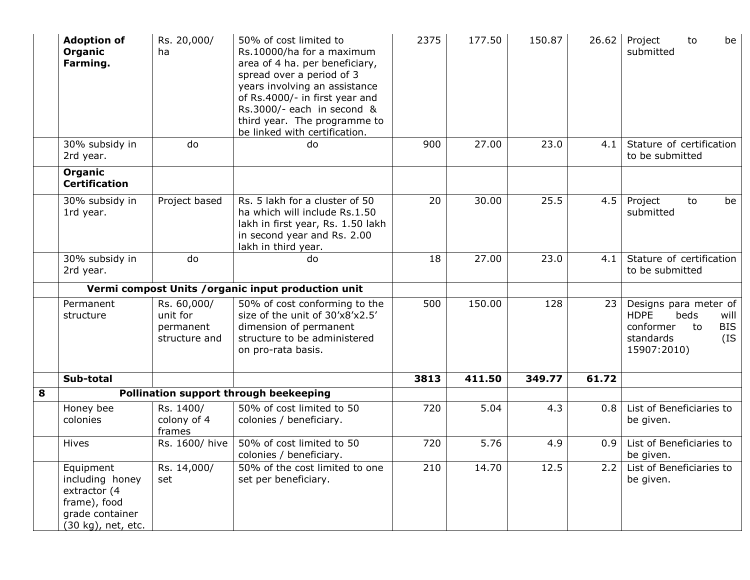| | | | | | | | | |
|---|---|---|---|---|---|---|---|---|
| | **Adoption of Organic Farming.** | Rs. 20,000/ ha | 50% of cost limited to Rs.10000/ha for a maximum area of 4 ha. per beneficiary, spread over a period of 3 years involving an assistance of Rs.4000/- in first year and Rs.3000/- each in second & third year. The programme to be linked with certification. | 2375 | 177.50 | 150.87 | 26.62 | Project to be submitted |
| | 30% subsidy in 2rd year. | do | do | 900 | 27.00 | 23.0 | 4.1 | Stature of certification to be submitted |
| | **Organic Certification** | | | | | | | |
| | 30% subsidy in 1rd year. | Project based | Rs. 5 lakh for a cluster of 50 ha which will include Rs.1.50 lakh in first year, Rs. 1.50 lakh in second year and Rs. 2.00 lakh in third year. | 20 | 30.00 | 25.5 | 4.5 | Project to be submitted |
| | 30% subsidy in 2rd year. | do | do | 18 | 27.00 | 23.0 | 4.1 | Stature of certification to be submitted |
| | **Vermi compost Units /organic input production unit** | | | | | | | |
| | Permanent structure | Rs. 60,000/ unit for permanent structure and | 50% of cost conforming to the size of the unit of 30'x8'x2.5' dimension of permanent structure to be administered on pro-rata basis. | 500 | 150.00 | 128 | 23 | Designs para meter of HDPE beds will conformer to BIS standards (IS 15907:2010) |
| | **Sub-total** | | | **3813** | **411.50** | **349.77** | **61.72** | |
| **8** | **Pollination support through beekeeping** | | | | | | | |
| | Honey bee colonies | Rs. 1400/ colony of 4 frames | 50% of cost limited to 50 colonies / beneficiary. | 720 | 5.04 | 4.3 | 0.8 | List of Beneficiaries to be given. |
| | Hives | Rs. 1600/ hive | 50% of cost limited to 50 colonies / beneficiary. | 720 | 5.76 | 4.9 | 0.9 | List of Beneficiaries to be given. |
| | Equipment including honey extractor (4 frame), food grade container (30 kg), net, etc. | Rs. 14,000/ set | 50% of the cost limited to one set per beneficiary. | 210 | 14.70 | 12.5 | 2.2 | List of Beneficiaries to be given. |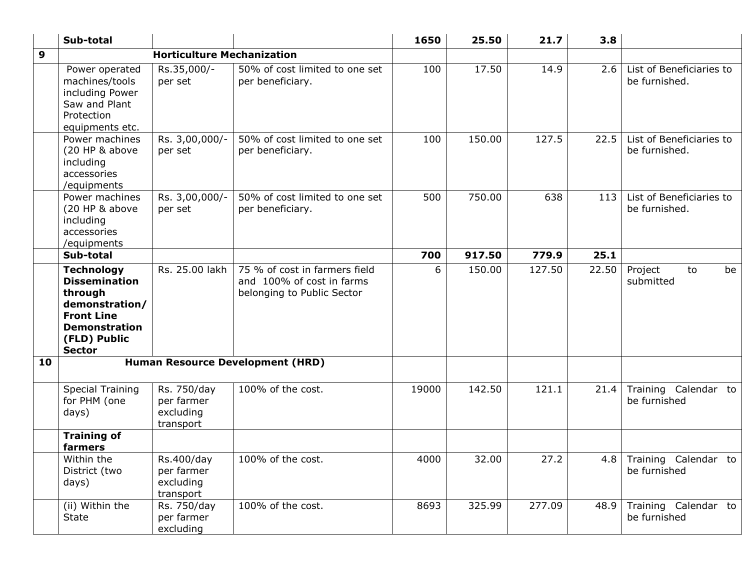| | Sub-total | | | 1650 | 25.50 | 21.7 | 3.8 | |
|---|---|---|---|---|---|---|---|---|
| **9** | **Horticulture Mechanization** | | | | | | | |
| | Power operated machines/tools including Power Saw and Plant Protection equipments etc. | Rs.35,000/- per set | 50% of cost limited to one set per beneficiary. | 100 | 17.50 | 14.9 | 2.6 | List of Beneficiaries to be furnished. |
| | Power machines (20 HP & above including accessories /equipments | Rs. 3,00,000/- per set | 50% of cost limited to one set per beneficiary. | 100 | 150.00 | 127.5 | 22.5 | List of Beneficiaries to be furnished. |
| | Power machines (20 HP & above including accessories /equipments | Rs. 3,00,000/- per set | 50% of cost limited to one set per beneficiary. | 500 | 750.00 | 638 | 113 | List of Beneficiaries to be furnished. |
| | **Sub-total** | | | **700** | **917.50** | **779.9** | **25.1** | |
| | **Technology Dissemination through demonstration/ Front Line Demonstration (FLD) Public Sector** | Rs. 25.00 lakh | 75 % of cost in farmers field and 100% of cost in farms belonging to Public Sector | 6 | 150.00 | 127.50 | 22.50 | Project to be submitted |
| **10** | **Human Resource Development (HRD)** | | | | | | | |
| | Special Training for PHM (one days) | Rs. 750/day per farmer excluding transport | 100% of the cost. | 19000 | 142.50 | 121.1 | 21.4 | Training Calendar to be furnished |
| | **Training of farmers** | | | | | | | |
| | Within the District (two days) | Rs.400/day per farmer excluding transport | 100% of the cost. | 4000 | 32.00 | 27.2 | 4.8 | Training Calendar to be furnished |
| | (ii) Within the State | Rs. 750/day per farmer excluding | 100% of the cost. | 8693 | 325.99 | 277.09 | 48.9 | Training Calendar to be furnished |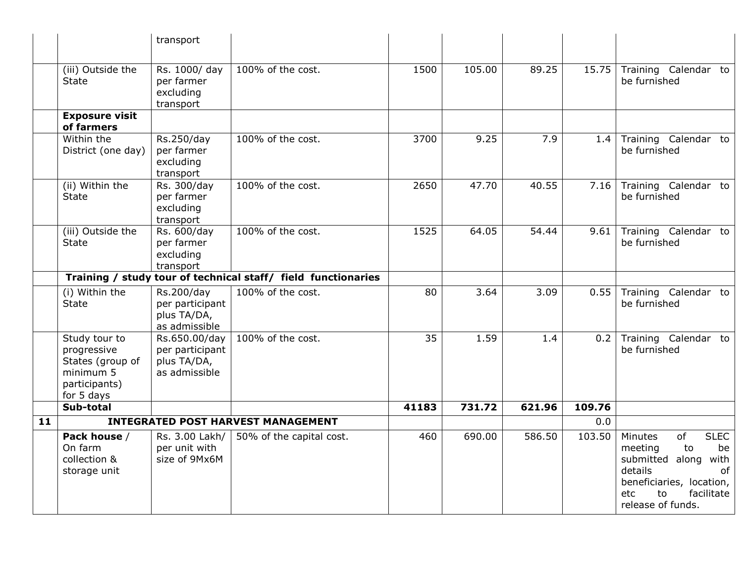| | | | | | | | | |
|---|---|---|---|---|---|---|---|---|
| | | transport | | | | | | |
| | (iii) Outside the State | Rs. 1000/ day per farmer excluding transport | 100% of the cost. | 1500 | 105.00 | 89.25 | 15.75 | Training Calendar to be furnished |
| | **Exposure visit of farmers** | | | | | | | |
| | Within the District (one day) | Rs.250/day per farmer excluding transport | 100% of the cost. | 3700 | 9.25 | 7.9 | 1.4 | Training Calendar to be furnished |
| | (ii) Within the State | Rs. 300/day per farmer excluding transport | 100% of the cost. | 2650 | 47.70 | 40.55 | 7.16 | Training Calendar to be furnished |
| | (iii) Outside the State | Rs. 600/day per farmer excluding transport | 100% of the cost. | 1525 | 64.05 | 54.44 | 9.61 | Training Calendar to be furnished |
| | **Training / study tour of technical staff/ field functionaries** | | | | | | | |
| | (i) Within the State | Rs.200/day per participant plus TA/DA, as admissible | 100% of the cost. | 80 | 3.64 | 3.09 | 0.55 | Training Calendar to be furnished |
| | Study tour to progressive States (group of minimum 5 participants) for 5 days | Rs.650.00/day per participant plus TA/DA, as admissible | 100% of the cost. | 35 | 1.59 | 1.4 | 0.2 | Training Calendar to be furnished |
| | **Sub-total** | | | **41183** | **731.72** | **621.96** | **109.76** | |
| **11** | **INTEGRATED POST HARVEST MANAGEMENT** | | | | | | 0.0 | |
| | **Pack house** / On farm collection & storage unit | Rs. 3.00 Lakh/ per unit with size of 9Mx6M | 50% of the capital cost. | 460 | 690.00 | 586.50 | 103.50 | Minutes of SLEC meeting to be submitted along with details of beneficiaries, location, etc to facilitate release of funds. |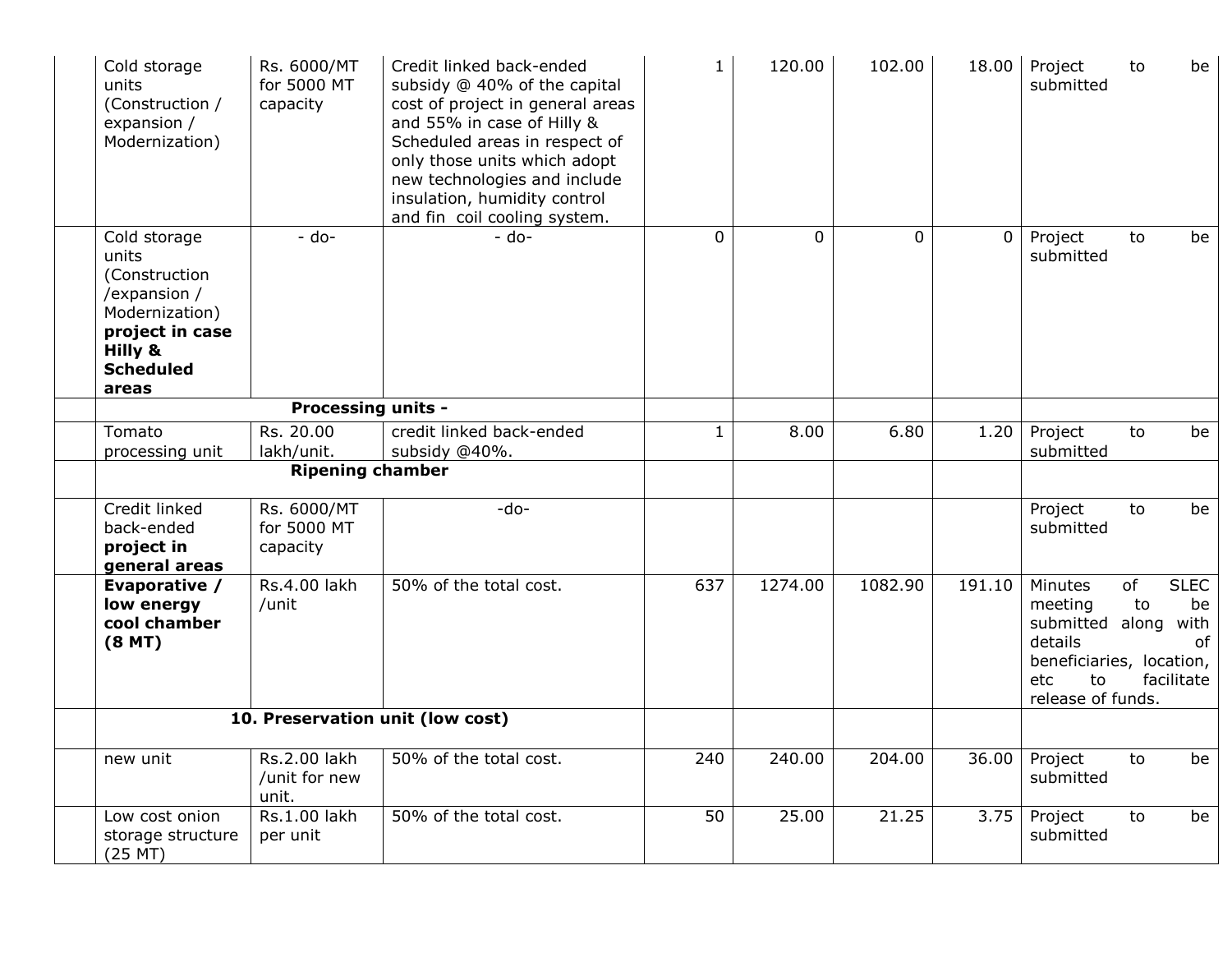| | | | | | | | | |
|---|---|---|---|---|---|---|---|---|
| | Cold storage units (Construction / expansion / Modernization) | Rs. 6000/MT for 5000 MT capacity | Credit linked back-ended subsidy @ 40% of the capital cost of project in general areas and 55% in case of Hilly & Scheduled areas in respect of only those units which adopt new technologies and include insulation, humidity control and fin coil cooling system. | 1 | 120.00 | 102.00 | 18.00 | Project to be submitted |
| | Cold storage units (Construction /expansion / Modernization) **project in case Hilly & Scheduled areas** | - do- | - do- | 0 | 0 | 0 | 0 | Project to be submitted |
| | **Processing units -** | | | | | | | |
| | Tomato processing unit | Rs. 20.00 lakh/unit. | credit linked back-ended subsidy @40%. | 1 | 8.00 | 6.80 | 1.20 | Project to be submitted |
| | **Ripening chamber** | | | | | | | |
| | Credit linked back-ended **project in general areas** | Rs. 6000/MT for 5000 MT capacity | -do- | | | | | Project to be submitted |
| | **Evaporative / low energy cool chamber (8 MT)** | Rs.4.00 lakh /unit | 50% of the total cost. | 637 | 1274.00 | 1082.90 | 191.10 | Minutes of SLEC meeting to be submitted along with details of beneficiaries, location, etc to facilitate release of funds. |
| | **10. Preservation unit (low cost)** | | | | | | | |
| | new unit | Rs.2.00 lakh /unit for new unit. | 50% of the total cost. | 240 | 240.00 | 204.00 | 36.00 | Project to be submitted |
| | Low cost onion storage structure (25 MT) | Rs.1.00 lakh per unit | 50% of the total cost. | 50 | 25.00 | 21.25 | 3.75 | Project to be submitted |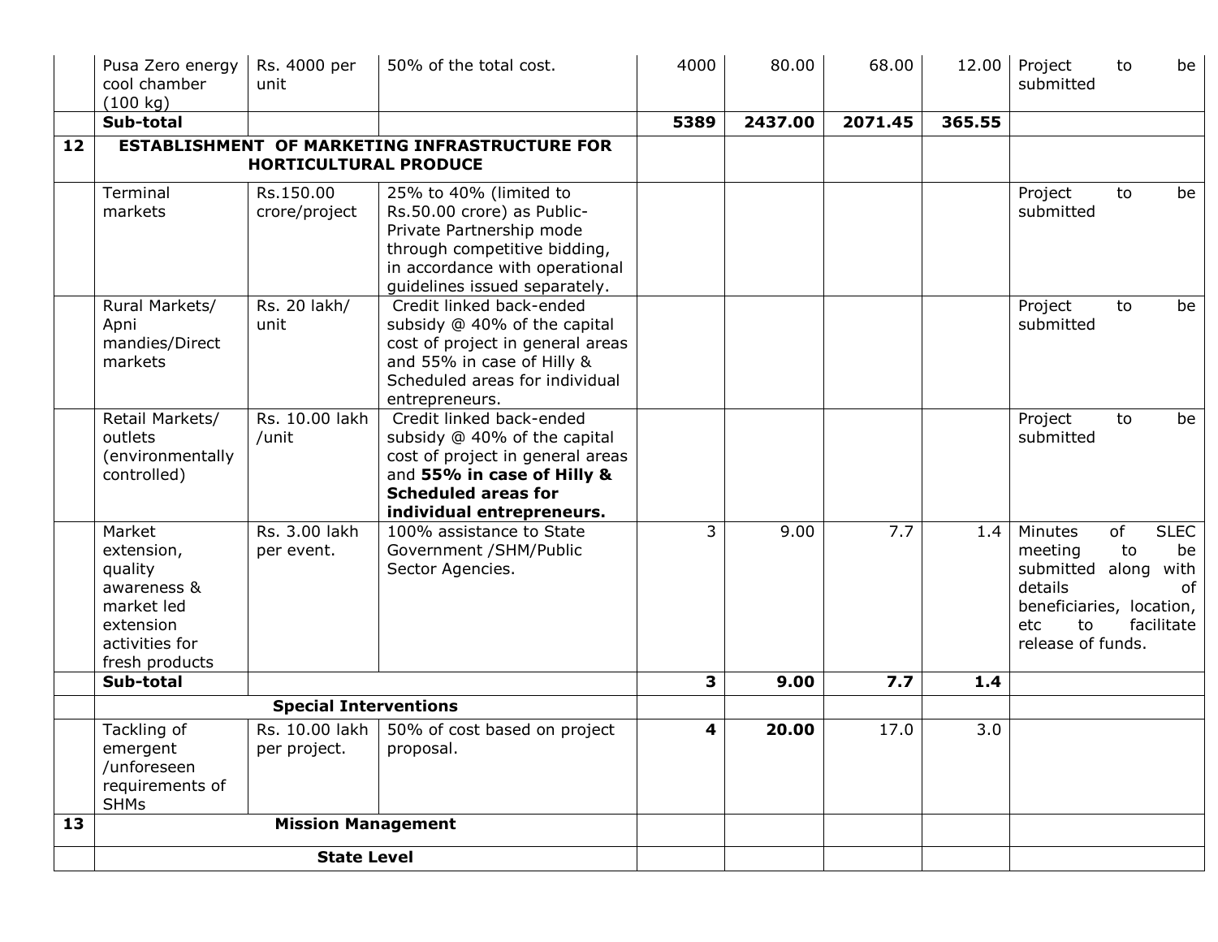| | | | | | | | | |
|---|---|---|---|---|---|---|---|---|
| | Pusa Zero energy cool chamber (100 kg) | Rs. 4000 per unit | 50% of the total cost. | 4000 | 80.00 | 68.00 | 12.00 | Project to be submitted |
| | **Sub-total** | | | **5389** | **2437.00** | **2071.45** | **365.55** | |
| **12** | **ESTABLISHMENT OF MARKETING INFRASTRUCTURE FOR HORTICULTURAL PRODUCE** | | | | | | | |
| | Terminal markets | Rs.150.00 crore/project | 25% to 40% (limited to Rs.50.00 crore) as Public-Private Partnership mode through competitive bidding, in accordance with operational guidelines issued separately. | | | | | Project to be submitted |
| | Rural Markets/ Apni mandies/Direct markets | Rs. 20 lakh/ unit | Credit linked back-ended subsidy @ 40% of the capital cost of project in general areas and 55% in case of Hilly & Scheduled areas for individual entrepreneurs. | | | | | Project to be submitted |
| | Retail Markets/ outlets (environmentally controlled) | Rs. 10.00 lakh /unit | Credit linked back-ended subsidy @ 40% of the capital cost of project in general areas and **55% in case of Hilly & Scheduled areas for individual entrepreneurs.** | | | | | Project to be submitted |
| | Market extension, quality awareness & market led extension activities for fresh products | Rs. 3.00 lakh per event. | 100% assistance to State Government /SHM/Public Sector Agencies. | 3 | 9.00 | 7.7 | 1.4 | Minutes of SLEC meeting to be submitted along with details of beneficiaries, location, etc to facilitate release of funds. |
| | **Sub-total** | | | **3** | **9.00** | **7.7** | **1.4** | |
| | **Special Interventions** | | | | | | | |
| | Tackling of emergent /unforeseen requirements of SHMs | Rs. 10.00 lakh per project. | 50% of cost based on project proposal. | **4** | **20.00** | 17.0 | 3.0 | |
| **13** | **Mission Management** | | | | | | | |
| | **State Level** | | | | | | | |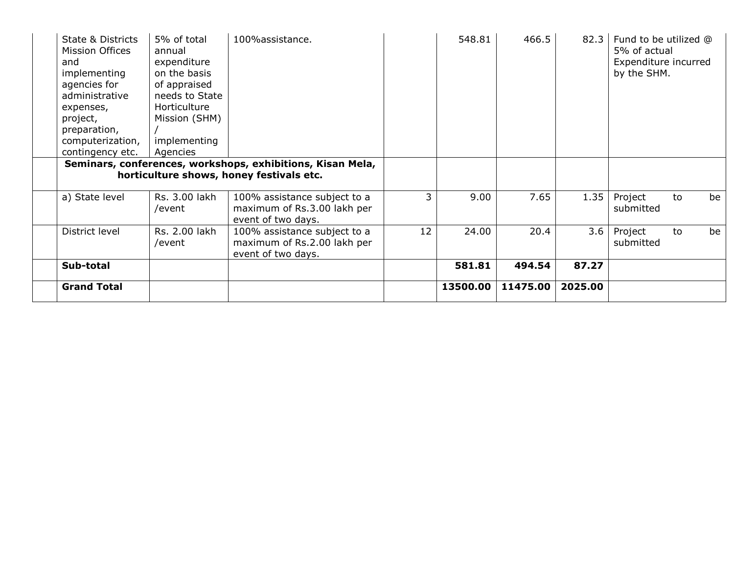| | | | | | | | | |
|---|---|---|---|---|---|---|---|---|
| | State & Districts Mission Offices and implementing agencies for administrative expenses, project, preparation, computerization, contingency etc. | 5% of total annual expenditure on the basis of appraised needs to State Horticulture Mission (SHM) / implementing Agencies | 100%assistance. | | 548.81 | 466.5 | 82.3 | Fund to be utilized @ 5% of actual Expenditure incurred by the SHM. |
| | **Seminars, conferences, workshops, exhibitions, Kisan Mela, horticulture shows, honey festivals etc.** | | | | | | | |
| | a) State level | Rs. 3.00 lakh /event | 100% assistance subject to a maximum of Rs.3.00 lakh per event of two days. | 3 | 9.00 | 7.65 | 1.35 | Project to be submitted |
| | District level | Rs. 2.00 lakh /event | 100% assistance subject to a maximum of Rs.2.00 lakh per event of two days. | 12 | 24.00 | 20.4 | 3.6 | Project to be submitted |
| | **Sub-total** | | | | **581.81** | **494.54** | **87.27** | |
| | **Grand Total** | | | | **13500.00** | **11475.00** | **2025.00** | |